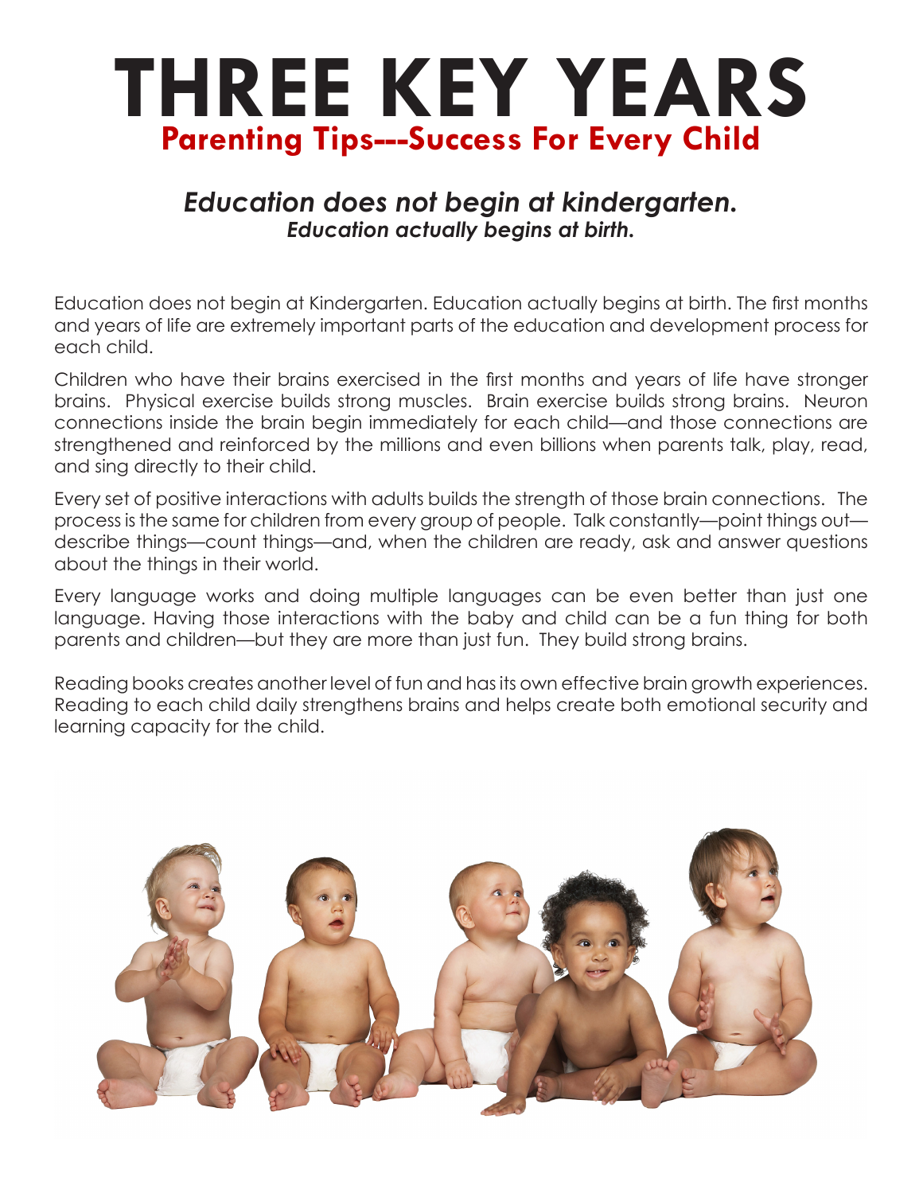# THREE KEY YEARS

## Parenting Tips---Success For Every Child

### *Education does not begin at kindergarten.*

***Education actually begins at birth.***

Education does not begin at Kindergarten. Education actually begins at birth. The first months and years of life are extremely important parts of the education and development process for each child.

Children who have their brains exercised in the first months and years of life have stronger brains. Physical exercise builds strong muscles. Brain exercise builds strong brains. Neuron connections inside the brain begin immediately for each child—and those connections are strengthened and reinforced by the millions and even billions when parents talk, play, read, and sing directly to their child.

Every set of positive interactions with adults builds the strength of those brain connections. The process is the same for children from every group of people. Talk constantly—point things out—describe things—count things—and, when the children are ready, ask and answer questions about the things in their world.

Every language works and doing multiple languages can be even better than just one language. Having those interactions with the baby and child can be a fun thing for both parents and children—but they are more than just fun. They build strong brains.

Reading books creates another level of fun and has its own effective brain growth experiences. Reading to each child daily strengthens brains and helps create both emotional security and learning capacity for the child.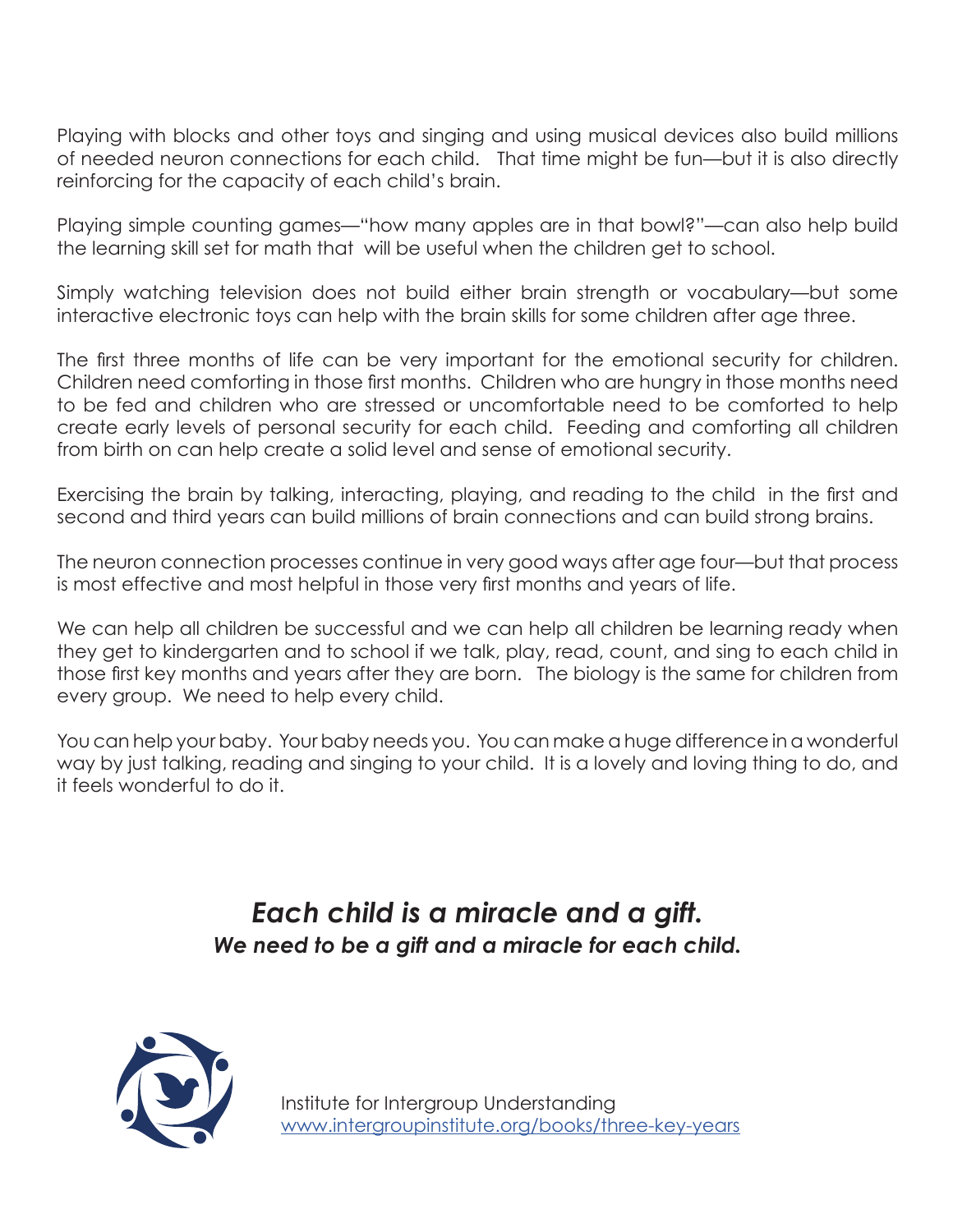Playing with blocks and other toys and singing and using musical devices also build millions of needed neuron connections for each child. That time might be fun—but it is also directly reinforcing for the capacity of each child's brain.

Playing simple counting games—"how many apples are in that bowl?"—can also help build the learning skill set for math that will be useful when the children get to school.

Simply watching television does not build either brain strength or vocabulary—but some interactive electronic toys can help with the brain skills for some children after age three.

The first three months of life can be very important for the emotional security for children. Children need comforting in those first months. Children who are hungry in those months need to be fed and children who are stressed or uncomfortable need to be comforted to help create early levels of personal security for each child. Feeding and comforting all children from birth on can help create a solid level and sense of emotional security.

Exercising the brain by talking, interacting, playing, and reading to the child in the first and second and third years can build millions of brain connections and can build strong brains.

The neuron connection processes continue in very good ways after age four—but that process is most effective and most helpful in those very first months and years of life.

We can help all children be successful and we can help all children be learning ready when they get to kindergarten and to school if we talk, play, read, count, and sing to each child in those first key months and years after they are born. The biology is the same for children from every group. We need to help every child.

You can help your baby. Your baby needs you. You can make a huge difference in a wonderful way by just talking, reading and singing to your child. It is a lovely and loving thing to do, and it feels wonderful to do it.

## ***Each child is a miracle and a gift.***

***We need to be a gift and a miracle for each child.***

Institute for Intergroup Understanding
www.intergroupinstitute.org/books/three-key-years